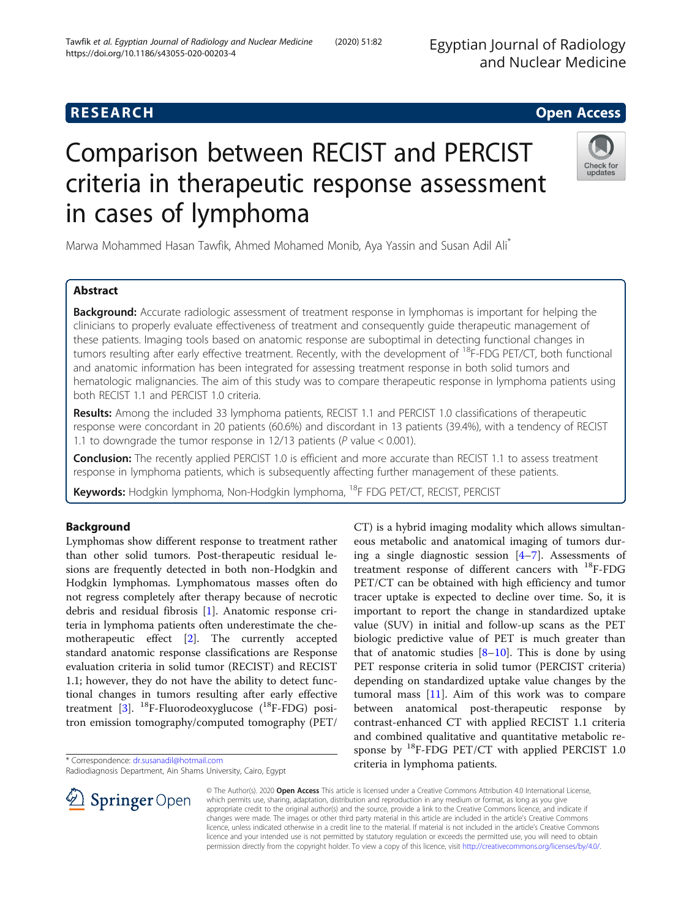RESEARCH Open Access

# Comparison between RECIST and PERCIST criteria in therapeutic response assessment in cases of lymphoma

Marwa Mohammed Hasan Tawfik, Ahmed Mohamed Monib, Aya Yassin and Susan Adil Ali*

## Abstract

**Background:** Accurate radiologic assessment of treatment response in lymphomas is important for helping the clinicians to properly evaluate effectiveness of treatment and consequently guide therapeutic management of these patients. Imaging tools based on anatomic response are suboptimal in detecting functional changes in tumors resulting after early effective treatment. Recently, with the development of $^{18}$F-FDG PET/CT, both functional and anatomic information has been integrated for assessing treatment response in both solid tumors and hematologic malignancies. The aim of this study was to compare therapeutic response in lymphoma patients using both RECIST 1.1 and PERCIST 1.0 criteria.

**Results:** Among the included 33 lymphoma patients, RECIST 1.1 and PERCIST 1.0 classifications of therapeutic response were concordant in 20 patients (60.6%) and discordant in 13 patients (39.4%), with a tendency of RECIST 1.1 to downgrade the tumor response in 12/13 patients ($P$ value < 0.001).

**Conclusion:** The recently applied PERCIST 1.0 is efficient and more accurate than RECIST 1.1 to assess treatment response in lymphoma patients, which is subsequently affecting further management of these patients.

**Keywords:** Hodgkin lymphoma, Non-Hodgkin lymphoma, $^{18}$F FDG PET/CT, RECIST, PERCIST

## Background

Lymphomas show different response to treatment rather than other solid tumors. Post-therapeutic residual lesions are frequently detected in both non-Hodgkin and Hodgkin lymphomas. Lymphomatous masses often do not regress completely after therapy because of necrotic debris and residual fibrosis [1]. Anatomic response criteria in lymphoma patients often underestimate the chemotherapeutic effect [2]. The currently accepted standard anatomic response classifications are Response evaluation criteria in solid tumor (RECIST) and RECIST 1.1; however, they do not have the ability to detect functional changes in tumors resulting after early effective treatment [3]. $^{18}$F-Fluorodeoxyglucose ($^{18}$F-FDG) positron emission tomography/computed tomography (PET/CT) is a hybrid imaging modality which allows simultaneous metabolic and anatomical imaging of tumors during a single diagnostic session [4–7]. Assessments of treatment response of different cancers with $^{18}$F-FDG PET/CT can be obtained with high efficiency and tumor tracer uptake is expected to decline over time. So, it is important to report the change in standardized uptake value (SUV) in initial and follow-up scans as the PET biologic predictive value of PET is much greater than that of anatomic studies [8–10]. This is done by using PET response criteria in solid tumor (PERCIST criteria) depending on standardized uptake value changes by the tumoral mass [11]. Aim of this work was to compare between anatomical post-therapeutic response by contrast-enhanced CT with applied RECIST 1.1 criteria and combined qualitative and quantitative metabolic response by $^{18}$F-FDG PET/CT with applied PERCIST 1.0 criteria in lymphoma patients.

* Correspondence: dr.susanadil@hotmail.com
Radiodiagnosis Department, Ain Shams University, Cairo, Egypt

© The Author(s). 2020 **Open Access** This article is licensed under a Creative Commons Attribution 4.0 International License, which permits use, sharing, adaptation, distribution and reproduction in any medium or format, as long as you give appropriate credit to the original author(s) and the source, provide a link to the Creative Commons licence, and indicate if changes were made. The images or other third party material in this article are included in the article's Creative Commons licence, unless indicated otherwise in a credit line to the material. If material is not included in the article's Creative Commons licence and your intended use is not permitted by statutory regulation or exceeds the permitted use, you will need to obtain permission directly from the copyright holder. To view a copy of this licence, visit http://creativecommons.org/licenses/by/4.0/.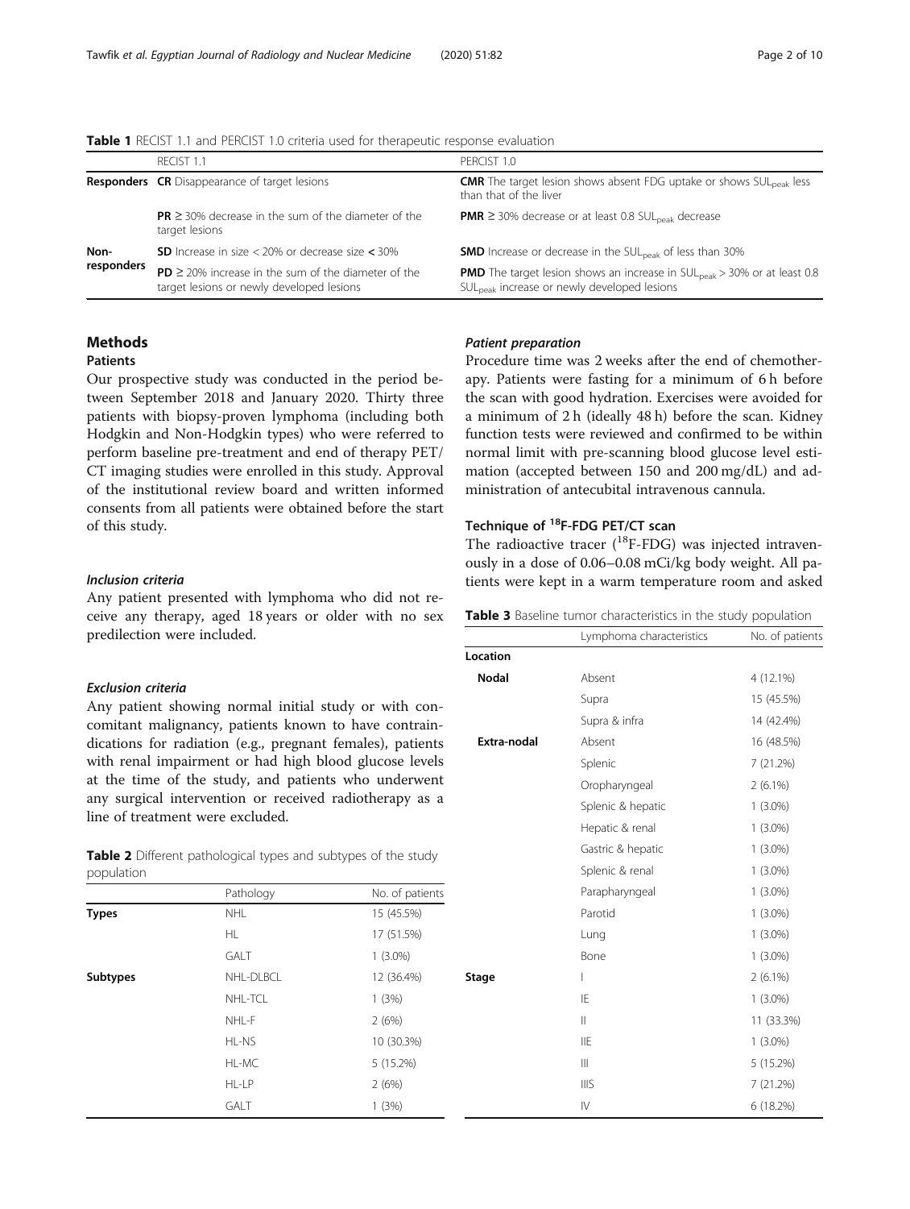**Table 1** RECIST 1.1 and PERCIST 1.0 criteria used for therapeutic response evaluation

| | RECIST 1.1 | PERCIST 1.0 |
|---|---|---|
| **Responders** | **CR** Disappearance of target lesions | **CMR** The target lesion shows absent FDG uptake or shows $SUL_{peak}$ less than that of the liver |
| | **PR** ≥ 30% decrease in the sum of the diameter of the target lesions | **PMR** ≥ 30% decrease or at least 0.8 $SUL_{peak}$ decrease |
| **Non-responders** | **SD** Increase in size < 20% or decrease size < 30% | **SMD** Increase or decrease in the $SUL_{peak}$ of less than 30% |
| | **PD** ≥ 20% increase in the sum of the diameter of the target lesions or newly developed lesions | **PMD** The target lesion shows an increase in $SUL_{peak}$ > 30% or at least 0.8 $SUL_{peak}$ increase or newly developed lesions |

## Methods

### Patients

Our prospective study was conducted in the period between September 2018 and January 2020. Thirty three patients with biopsy-proven lymphoma (including both Hodgkin and Non-Hodgkin types) who were referred to perform baseline pre-treatment and end of therapy PET/CT imaging studies were enrolled in this study. Approval of the institutional review board and written informed consents from all patients were obtained before the start of this study.

#### *Inclusion criteria*

Any patient presented with lymphoma who did not receive any therapy, aged 18 years or older with no sex predilection were included.

#### *Exclusion criteria*

Any patient showing normal initial study or with concomitant malignancy, patients known to have contraindications for radiation (e.g., pregnant females), patients with renal impairment or had high blood glucose levels at the time of the study, and patients who underwent any surgical intervention or received radiotherapy as a line of treatment were excluded.

**Table 2** Different pathological types and subtypes of the study population

| | Pathology | No. of patients |
|---|---|---|
| **Types** | NHL | 15 (45.5%) |
| | HL | 17 (51.5%) |
| | GALT | 1 (3.0%) |
| **Subtypes** | NHL-DLBCL | 12 (36.4%) |
| | NHL-TCL | 1 (3%) |
| | NHL-F | 2 (6%) |
| | HL-NS | 10 (30.3%) |
| | HL-MC | 5 (15.2%) |
| | HL-LP | 2 (6%) |
| | GALT | 1 (3%) |

#### *Patient preparation*

Procedure time was 2 weeks after the end of chemotherapy. Patients were fasting for a minimum of 6 h before the scan with good hydration. Exercises were avoided for a minimum of 2 h (ideally 48 h) before the scan. Kidney function tests were reviewed and confirmed to be within normal limit with pre-scanning blood glucose level estimation (accepted between 150 and 200 mg/dL) and administration of antecubital intravenous cannula.

### Technique of $^{18}$F-FDG PET/CT scan

The radioactive tracer ($^{18}$F-FDG) was injected intravenously in a dose of 0.06–0.08 mCi/kg body weight. All patients were kept in a warm temperature room and asked

**Table 3** Baseline tumor characteristics in the study population

| | Lymphoma characteristics | No. of patients |
|---|---|---|
| **Location** | | |
| **Nodal** | Absent | 4 (12.1%) |
| | Supra | 15 (45.5%) |
| | Supra & infra | 14 (42.4%) |
| **Extra-nodal** | Absent | 16 (48.5%) |
| | Splenic | 7 (21.2%) |
| | Oropharyngeal | 2 (6.1%) |
| | Splenic & hepatic | 1 (3.0%) |
| | Hepatic & renal | 1 (3.0%) |
| | Gastric & hepatic | 1 (3.0%) |
| | Splenic & renal | 1 (3.0%) |
| | Parapharyngeal | 1 (3.0%) |
| | Parotid | 1 (3.0%) |
| | Lung | 1 (3.0%) |
| | Bone | 1 (3.0%) |
| **Stage** | I | 2 (6.1%) |
| | IE | 1 (3.0%) |
| | II | 11 (33.3%) |
| | IIE | 1 (3.0%) |
| | III | 5 (15.2%) |
| | IIIS | 7 (21.2%) |
| | IV | 6 (18.2%) |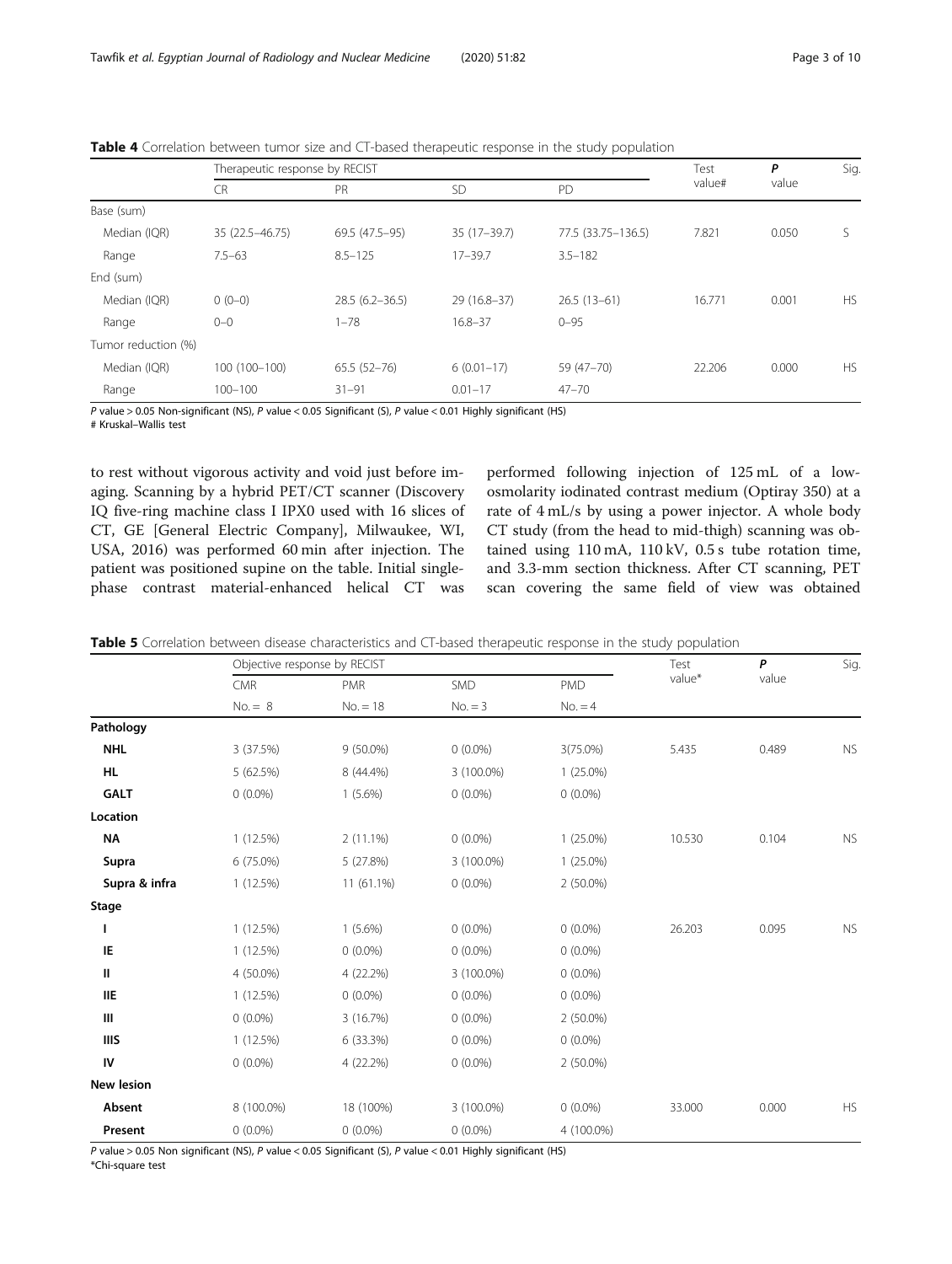**Table 4** Correlation between tumor size and CT-based therapeutic response in the study population

| | Therapeutic response by RECIST | | | | Test value# | *P* value | Sig. |
|---|---|---|---|---|---|---|---|
| | CR | PR | SD | PD | | | |
| Base (sum) | | | | | | | |
| Median (IQR) | 35 (22.5–46.75) | 69.5 (47.5–95) | 35 (17–39.7) | 77.5 (33.75–136.5) | 7.821 | 0.050 | S |
| Range | 7.5–63 | 8.5–125 | 17–39.7 | 3.5–182 | | | |
| End (sum) | | | | | | | |
| Median (IQR) | 0 (0–0) | 28.5 (6.2–36.5) | 29 (16.8–37) | 26.5 (13–61) | 16.771 | 0.001 | HS |
| Range | 0–0 | 1–78 | 16.8–37 | 0–95 | | | |
| Tumor reduction (%) | | | | | | | |
| Median (IQR) | 100 (100–100) | 65.5 (52–76) | 6 (0.01–17) | 59 (47–70) | 22.206 | 0.000 | HS |
| Range | 100–100 | 31–91 | 0.01–17 | 47–70 | | | |

*P* value > 0.05 Non-significant (NS), *P* value < 0.05 Significant (S), *P* value < 0.01 Highly significant (HS)
# Kruskal–Wallis test

to rest without vigorous activity and void just before imaging. Scanning by a hybrid PET/CT scanner (Discovery IQ five-ring machine class I IPX0 used with 16 slices of CT, GE [General Electric Company], Milwaukee, WI, USA, 2016) was performed 60 min after injection. The patient was positioned supine on the table. Initial single-phase contrast material-enhanced helical CT was performed following injection of 125 mL of a low-osmolarity iodinated contrast medium (Optiray 350) at a rate of 4 mL/s by using a power injector. A whole body CT study (from the head to mid-thigh) scanning was obtained using 110 mA, 110 kV, 0.5 s tube rotation time, and 3.3-mm section thickness. After CT scanning, PET scan covering the same field of view was obtained

**Table 5** Correlation between disease characteristics and CT-based therapeutic response in the study population

| | Objective response by RECIST | | | | Test value* | *P* value | Sig. |
|---|---|---|---|---|---|---|---|
| | CMR | PMR | SMD | PMD | | | |
| | No. = 8 | No. = 18 | No. = 3 | No. = 4 | | | |
| **Pathology** | | | | | | | |
| **NHL** | 3 (37.5%) | 9 (50.0%) | 0 (0.0%) | 3(75.0%) | 5.435 | 0.489 | NS |
| **HL** | 5 (62.5%) | 8 (44.4%) | 3 (100.0%) | 1 (25.0%) | | | |
| **GALT** | 0 (0.0%) | 1 (5.6%) | 0 (0.0%) | 0 (0.0%) | | | |
| **Location** | | | | | | | |
| **NA** | 1 (12.5%) | 2 (11.1%) | 0 (0.0%) | 1 (25.0%) | 10.530 | 0.104 | NS |
| **Supra** | 6 (75.0%) | 5 (27.8%) | 3 (100.0%) | 1 (25.0%) | | | |
| **Supra & infra** | 1 (12.5%) | 11 (61.1%) | 0 (0.0%) | 2 (50.0%) | | | |
| **Stage** | | | | | | | |
| **I** | 1 (12.5%) | 1 (5.6%) | 0 (0.0%) | 0 (0.0%) | 26.203 | 0.095 | NS |
| **IE** | 1 (12.5%) | 0 (0.0%) | 0 (0.0%) | 0 (0.0%) | | | |
| **II** | 4 (50.0%) | 4 (22.2%) | 3 (100.0%) | 0 (0.0%) | | | |
| **IIE** | 1 (12.5%) | 0 (0.0%) | 0 (0.0%) | 0 (0.0%) | | | |
| **III** | 0 (0.0%) | 3 (16.7%) | 0 (0.0%) | 2 (50.0%) | | | |
| **IIIS** | 1 (12.5%) | 6 (33.3%) | 0 (0.0%) | 0 (0.0%) | | | |
| **IV** | 0 (0.0%) | 4 (22.2%) | 0 (0.0%) | 2 (50.0%) | | | |
| **New lesion** | | | | | | | |
| **Absent** | 8 (100.0%) | 18 (100%) | 3 (100.0%) | 0 (0.0%) | 33.000 | 0.000 | HS |
| **Present** | 0 (0.0%) | 0 (0.0%) | 0 (0.0%) | 4 (100.0%) | | | |

*P* value > 0.05 Non significant (NS), *P* value < 0.05 Significant (S), *P* value < 0.01 Highly significant (HS)
*Chi-square test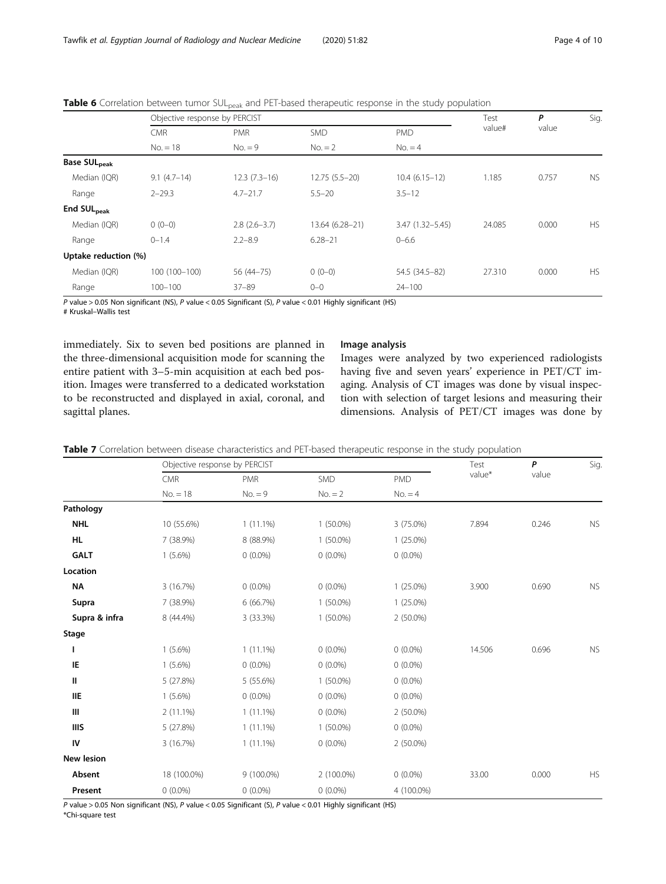**Table 6** Correlation between tumor $SUL_{peak}$ and PET-based therapeutic response in the study population

| | Objective response by PERCIST | | | | Test value# | P value | Sig. |
|---|---|---|---|---|---|---|---|
| | CMR | PMR | SMD | PMD | | | |
| | No. = 18 | No. = 9 | No. = 2 | No. = 4 | | | |
| **Base $SUL_{peak}$** | | | | | | | |
| Median (IQR) | 9.1 (4.7–14) | 12.3 (7.3–16) | 12.75 (5.5–20) | 10.4 (6.15–12) | 1.185 | 0.757 | NS |
| Range | 2–29.3 | 4.7–21.7 | 5.5–20 | 3.5–12 | | | |
| **End $SUL_{peak}$** | | | | | | | |
| Median (IQR) | 0 (0–0) | 2.8 (2.6–3.7) | 13.64 (6.28–21) | 3.47 (1.32–5.45) | 24.085 | 0.000 | HS |
| Range | 0–1.4 | 2.2–8.9 | 6.28–21 | 0–6.6 | | | |
| **Uptake reduction (%)** | | | | | | | |
| Median (IQR) | 100 (100–100) | 56 (44–75) | 0 (0–0) | 54.5 (34.5–82) | 27.310 | 0.000 | HS |
| Range | 100–100 | 37–89 | 0–0 | 24–100 | | | |

*P* value > 0.05 Non significant (NS), *P* value < 0.05 Significant (S), *P* value < 0.01 Highly significant (HS)
# Kruskal–Wallis test

immediately. Six to seven bed positions are planned in the three-dimensional acquisition mode for scanning the entire patient with 3–5-min acquisition at each bed position. Images were transferred to a dedicated workstation to be reconstructed and displayed in axial, coronal, and sagittal planes.

### Image analysis

Images were analyzed by two experienced radiologists having five and seven years' experience in PET/CT imaging. Analysis of CT images was done by visual inspection with selection of target lesions and measuring their dimensions. Analysis of PET/CT images was done by

**Table 7** Correlation between disease characteristics and PET-based therapeutic response in the study population

| | Objective response by PERCIST | | | | Test value* | P value | Sig. |
|---|---|---|---|---|---|---|---|
| | CMR | PMR | SMD | PMD | | | |
| | No. = 18 | No. = 9 | No. = 2 | No. = 4 | | | |
| **Pathology** | | | | | | | |
| **NHL** | 10 (55.6%) | 1 (11.1%) | 1 (50.0%) | 3 (75.0%) | 7.894 | 0.246 | NS |
| **HL** | 7 (38.9%) | 8 (88.9%) | 1 (50.0%) | 1 (25.0%) | | | |
| **GALT** | 1 (5.6%) | 0 (0.0%) | 0 (0.0%) | 0 (0.0%) | | | |
| **Location** | | | | | | | |
| **NA** | 3 (16.7%) | 0 (0.0%) | 0 (0.0%) | 1 (25.0%) | 3.900 | 0.690 | NS |
| **Supra** | 7 (38.9%) | 6 (66.7%) | 1 (50.0%) | 1 (25.0%) | | | |
| **Supra & infra** | 8 (44.4%) | 3 (33.3%) | 1 (50.0%) | 2 (50.0%) | | | |
| **Stage** | | | | | | | |
| **I** | 1 (5.6%) | 1 (11.1%) | 0 (0.0%) | 0 (0.0%) | 14.506 | 0.696 | NS |
| **IE** | 1 (5.6%) | 0 (0.0%) | 0 (0.0%) | 0 (0.0%) | | | |
| **II** | 5 (27.8%) | 5 (55.6%) | 1 (50.0%) | 0 (0.0%) | | | |
| **IIE** | 1 (5.6%) | 0 (0.0%) | 0 (0.0%) | 0 (0.0%) | | | |
| **III** | 2 (11.1%) | 1 (11.1%) | 0 (0.0%) | 2 (50.0%) | | | |
| **IIIS** | 5 (27.8%) | 1 (11.1%) | 1 (50.0%) | 0 (0.0%) | | | |
| **IV** | 3 (16.7%) | 1 (11.1%) | 0 (0.0%) | 2 (50.0%) | | | |
| **New lesion** | | | | | | | |
| **Absent** | 18 (100.0%) | 9 (100.0%) | 2 (100.0%) | 0 (0.0%) | 33.00 | 0.000 | HS |
| **Present** | 0 (0.0%) | 0 (0.0%) | 0 (0.0%) | 4 (100.0%) | | | |

*P* value > 0.05 Non significant (NS), *P* value < 0.05 Significant (S), *P* value < 0.01 Highly significant (HS)
*Chi-square test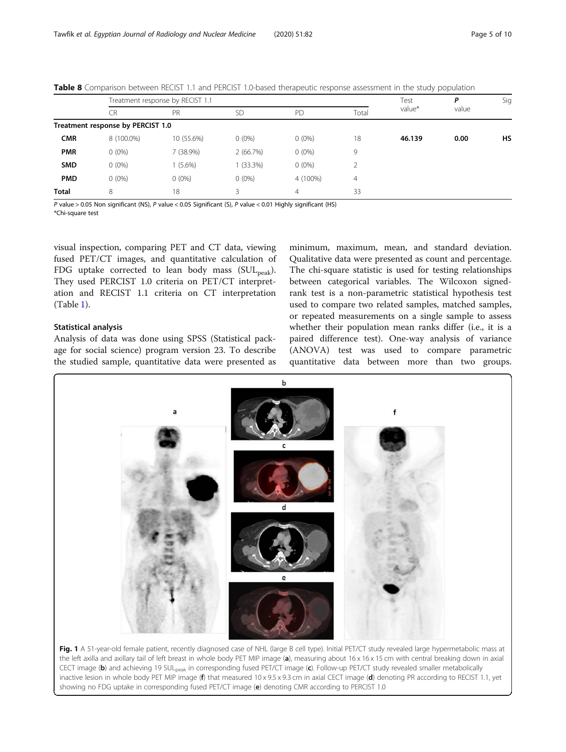**Table 8** Comparison between RECIST 1.1 and PERCIST 1.0-based therapeutic response assessment in the study population

| | Treatment response by RECIST 1.1 | | | | | Test value* | P value | Sig |
|---|---|---|---|---|---|---|---|---|
| | CR | PR | SD | PD | Total | | | |
| **Treatment response by PERCIST 1.0** | | | | | | | | |
| **CMR** | 8 (100.0%) | 10 (55.6%) | 0 (0%) | 0 (0%) | 18 | **46.139** | **0.00** | **HS** |
| **PMR** | 0 (0%) | 7 (38.9%) | 2 (66.7%) | 0 (0%) | 9 | | | |
| **SMD** | 0 (0%) | 1 (5.6%) | 1 (33.3%) | 0 (0%) | 2 | | | |
| **PMD** | 0 (0%) | 0 (0%) | 0 (0%) | 4 (100%) | 4 | | | |
| **Total** | 8 | 18 | 3 | 4 | 33 | | | |

*P* value > 0.05 Non significant (NS), *P* value < 0.05 Significant (S), *P* value < 0.01 Highly significant (HS)
*Chi-square test

visual inspection, comparing PET and CT data, viewing fused PET/CT images, and quantitative calculation of FDG uptake corrected to lean body mass ($SUL_{peak}$). They used PERCIST 1.0 criteria on PET/CT interpretation and RECIST 1.1 criteria on CT interpretation (Table 1).

### Statistical analysis

Analysis of data was done using SPSS (Statistical package for social science) program version 23. To describe the studied sample, quantitative data were presented as minimum, maximum, mean, and standard deviation. Qualitative data were presented as count and percentage. The chi-square statistic is used for testing relationships between categorical variables. The Wilcoxon signed-rank test is a non-parametric statistical hypothesis test used to compare two related samples, matched samples, or repeated measurements on a single sample to assess whether their population mean ranks differ (i.e., it is a paired difference test). One-way analysis of variance (ANOVA) test was used to compare parametric quantitative data between more than two groups.

**Fig. 1** A 51-year-old female patient, recently diagnosed case of NHL (large B cell type). Initial PET/CT study revealed large hypermetabolic mass at the left axilla and axillary tail of left breast in whole body PET MIP image (**a**), measuring about 16 x 16 x 15 cm with central breaking down in axial CECT image (**b**) and achieving 19 $SUL_{peak}$ in corresponding fused PET/CT image (**c**). Follow-up PET/CT study revealed smaller metabolically inactive lesion in whole body PET MIP image (**f**) that measured 10 x 9.5 x 9.3 cm in axial CECT image (**d**) denoting PR according to RECIST 1.1, yet showing no FDG uptake in corresponding fused PET/CT image (**e**) denoting CMR according to PERCIST 1.0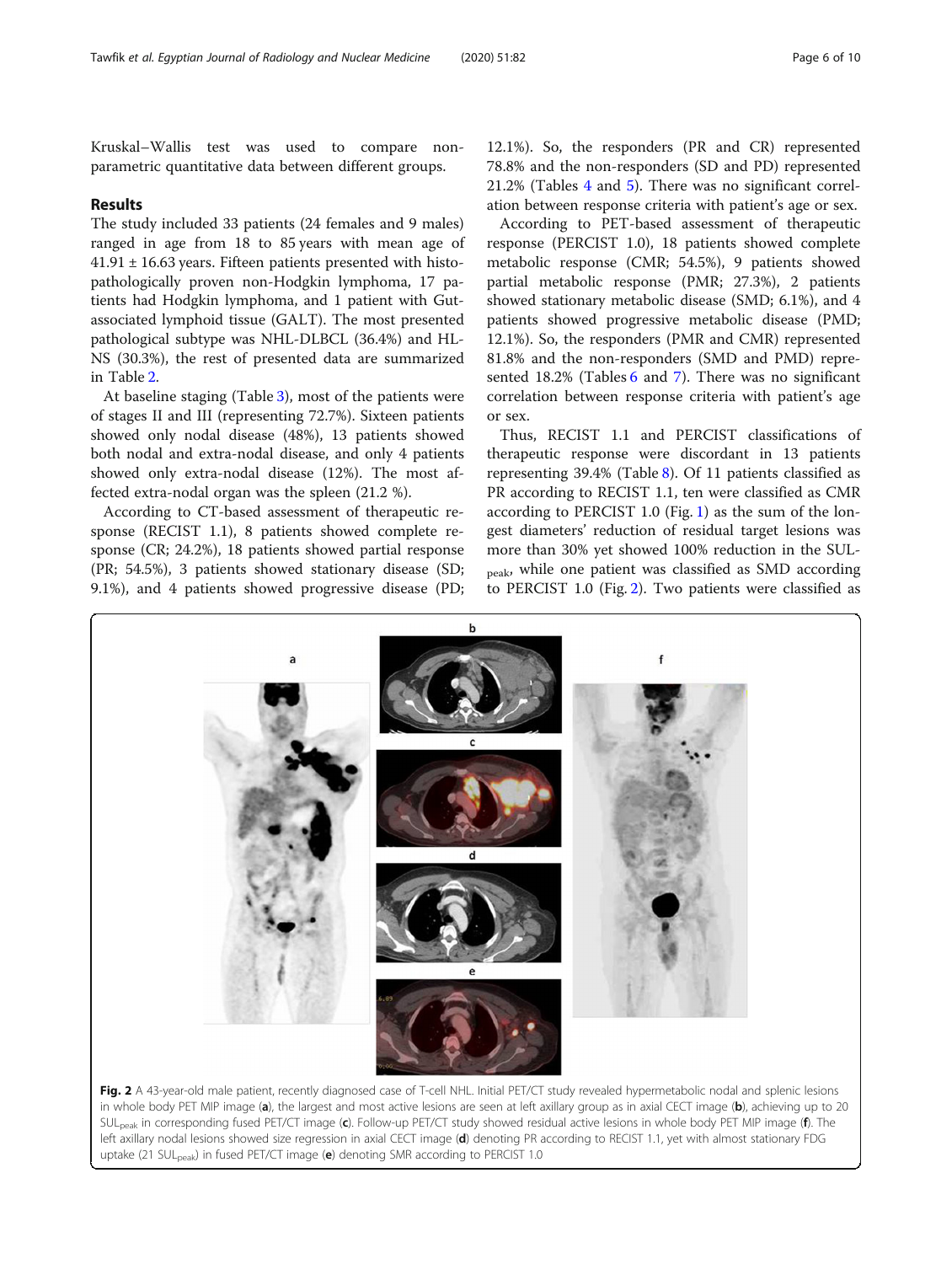Kruskal–Wallis test was used to compare non-parametric quantitative data between different groups.

## Results

The study included 33 patients (24 females and 9 males) ranged in age from 18 to 85 years with mean age of 41.91 ± 16.63 years. Fifteen patients presented with histopathologically proven non-Hodgkin lymphoma, 17 patients had Hodgkin lymphoma, and 1 patient with Gut-associated lymphoid tissue (GALT). The most presented pathological subtype was NHL-DLBCL (36.4%) and HL-NS (30.3%), the rest of presented data are summarized in Table 2.

At baseline staging (Table 3), most of the patients were of stages II and III (representing 72.7%). Sixteen patients showed only nodal disease (48%), 13 patients showed both nodal and extra-nodal disease, and only 4 patients showed only extra-nodal disease (12%). The most affected extra-nodal organ was the spleen (21.2 %).

According to CT-based assessment of therapeutic response (RECIST 1.1), 8 patients showed complete response (CR; 24.2%), 18 patients showed partial response (PR; 54.5%), 3 patients showed stationary disease (SD; 9.1%), and 4 patients showed progressive disease (PD; 12.1%). So, the responders (PR and CR) represented 78.8% and the non-responders (SD and PD) represented 21.2% (Tables 4 and 5). There was no significant correlation between response criteria with patient's age or sex.

According to PET-based assessment of therapeutic response (PERCIST 1.0), 18 patients showed complete metabolic response (CMR; 54.5%), 9 patients showed partial metabolic response (PMR; 27.3%), 2 patients showed stationary metabolic disease (SMD; 6.1%), and 4 patients showed progressive metabolic disease (PMD; 12.1%). So, the responders (PMR and CMR) represented 81.8% and the non-responders (SMD and PMD) represented 18.2% (Tables 6 and 7). There was no significant correlation between response criteria with patient's age or sex.

Thus, RECIST 1.1 and PERCIST classifications of therapeutic response were discordant in 13 patients representing 39.4% (Table 8). Of 11 patients classified as PR according to RECIST 1.1, ten were classified as CMR according to PERCIST 1.0 (Fig. 1) as the sum of the longest diameters' reduction of residual target lesions was more than 30% yet showed 100% reduction in the $SUL_{peak}$, while one patient was classified as SMD according to PERCIST 1.0 (Fig. 2). Two patients were classified as

**Fig. 2** A 43-year-old male patient, recently diagnosed case of T-cell NHL. Initial PET/CT study revealed hypermetabolic nodal and splenic lesions in whole body PET MIP image (**a**), the largest and most active lesions are seen at left axillary group as in axial CECT image (**b**), achieving up to 20 $SUL_{peak}$ in corresponding fused PET/CT image (**c**). Follow-up PET/CT study showed residual active lesions in whole body PET MIP image (**f**). The left axillary nodal lesions showed size regression in axial CECT image (**d**) denoting PR according to RECIST 1.1, yet with almost stationary FDG uptake (21 $SUL_{peak}$) in fused PET/CT image (**e**) denoting SMR according to PERCIST 1.0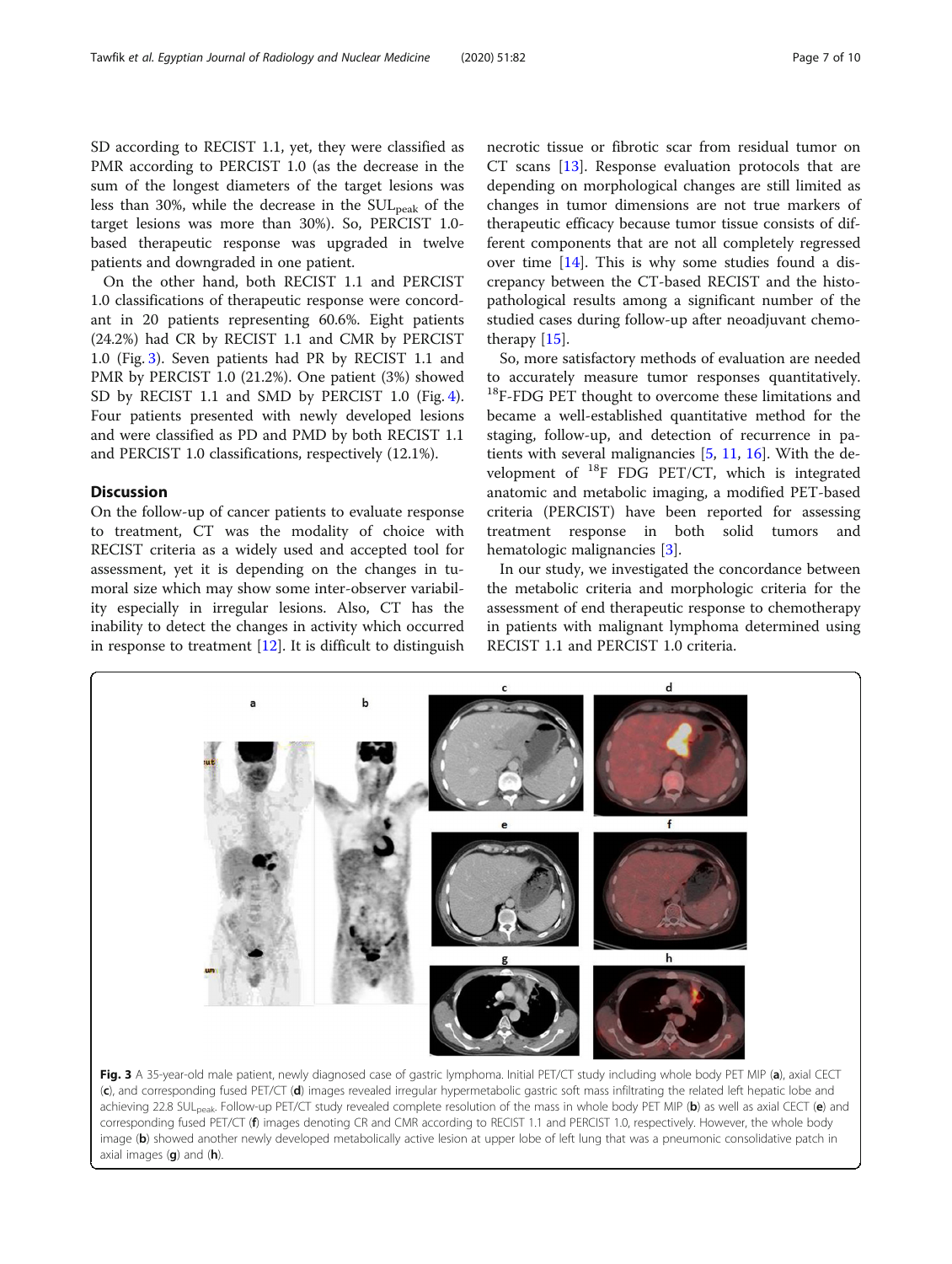SD according to RECIST 1.1, yet, they were classified as PMR according to PERCIST 1.0 (as the decrease in the sum of the longest diameters of the target lesions was less than 30%, while the decrease in the $SUL_{peak}$ of the target lesions was more than 30%). So, PERCIST 1.0-based therapeutic response was upgraded in twelve patients and downgraded in one patient.

On the other hand, both RECIST 1.1 and PERCIST 1.0 classifications of therapeutic response were concordant in 20 patients representing 60.6%. Eight patients (24.2%) had CR by RECIST 1.1 and CMR by PERCIST 1.0 (Fig. 3). Seven patients had PR by RECIST 1.1 and PMR by PERCIST 1.0 (21.2%). One patient (3%) showed SD by RECIST 1.1 and SMD by PERCIST 1.0 (Fig. 4). Four patients presented with newly developed lesions and were classified as PD and PMD by both RECIST 1.1 and PERCIST 1.0 classifications, respectively (12.1%).

## Discussion

On the follow-up of cancer patients to evaluate response to treatment, CT was the modality of choice with RECIST criteria as a widely used and accepted tool for assessment, yet it is depending on the changes in tumoral size which may show some inter-observer variability especially in irregular lesions. Also, CT has the inability to detect the changes in activity which occurred in response to treatment [12]. It is difficult to distinguish necrotic tissue or fibrotic scar from residual tumor on CT scans [13]. Response evaluation protocols that are depending on morphological changes are still limited as changes in tumor dimensions are not true markers of therapeutic efficacy because tumor tissue consists of different components that are not all completely regressed over time [14]. This is why some studies found a discrepancy between the CT-based RECIST and the histopathological results among a significant number of the studied cases during follow-up after neoadjuvant chemotherapy [15].

So, more satisfactory methods of evaluation are needed to accurately measure tumor responses quantitatively. $^{18}$F-FDG PET thought to overcome these limitations and became a well-established quantitative method for the staging, follow-up, and detection of recurrence in patients with several malignancies [5, 11, 16]. With the development of $^{18}$F FDG PET/CT, which is integrated anatomic and metabolic imaging, a modified PET-based criteria (PERCIST) have been reported for assessing treatment response in both solid tumors and hematologic malignancies [3].

In our study, we investigated the concordance between the metabolic criteria and morphologic criteria for the assessment of end therapeutic response to chemotherapy in patients with malignant lymphoma determined using RECIST 1.1 and PERCIST 1.0 criteria.

**Fig. 3** A 35-year-old male patient, newly diagnosed case of gastric lymphoma. Initial PET/CT study including whole body PET MIP (**a**), axial CECT (**c**), and corresponding fused PET/CT (**d**) images revealed irregular hypermetabolic gastric soft mass infiltrating the related left hepatic lobe and achieving 22.8 $SUL_{peak}$. Follow-up PET/CT study revealed complete resolution of the mass in whole body PET MIP (**b**) as well as axial CECT (**e**) and corresponding fused PET/CT (**f**) images denoting CR and CMR according to RECIST 1.1 and PERCIST 1.0, respectively. However, the whole body image (**b**) showed another newly developed metabolically active lesion at upper lobe of left lung that was a pneumonic consolidative patch in axial images (**g**) and (**h**).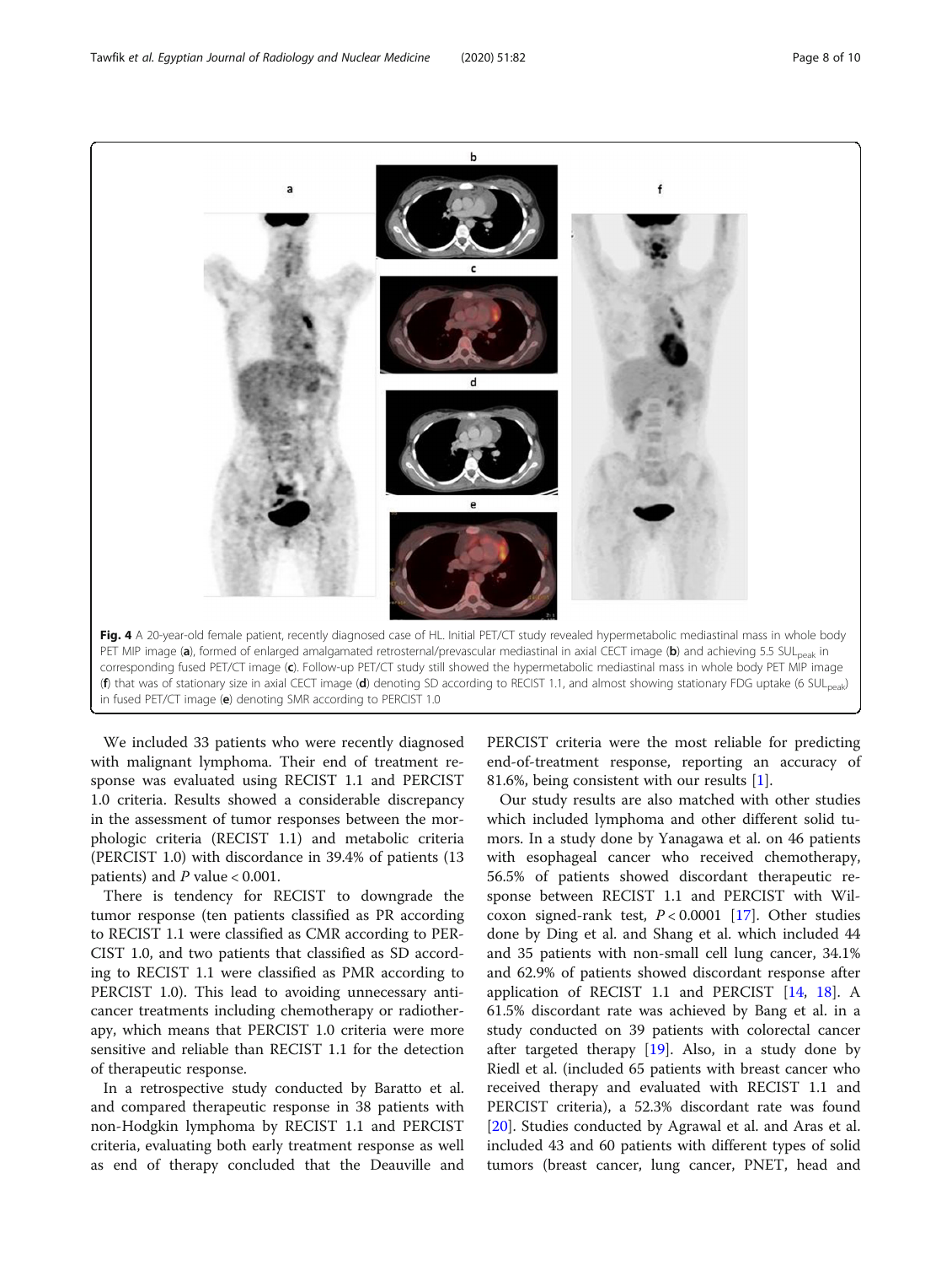**Fig. 4** A 20-year-old female patient, recently diagnosed case of HL. Initial PET/CT study revealed hypermetabolic mediastinal mass in whole body PET MIP image (**a**), formed of enlarged amalgamated retrosternal/prevascular mediastinal in axial CECT image (**b**) and achieving 5.5 $SUL_{peak}$ in corresponding fused PET/CT image (**c**). Follow-up PET/CT study still showed the hypermetabolic mediastinal mass in whole body PET MIP image (**f**) that was of stationary size in axial CECT image (**d**) denoting SD according to RECIST 1.1, and almost showing stationary FDG uptake (6 $SUL_{peak}$) in fused PET/CT image (**e**) denoting SMR according to PERCIST 1.0

We included 33 patients who were recently diagnosed with malignant lymphoma. Their end of treatment response was evaluated using RECIST 1.1 and PERCIST 1.0 criteria. Results showed a considerable discrepancy in the assessment of tumor responses between the morphologic criteria (RECIST 1.1) and metabolic criteria (PERCIST 1.0) with discordance in 39.4% of patients (13 patients) and $P$ value < 0.001.

There is tendency for RECIST to downgrade the tumor response (ten patients classified as PR according to RECIST 1.1 were classified as CMR according to PERCIST 1.0, and two patients that classified as SD according to RECIST 1.1 were classified as PMR according to PERCIST 1.0). This lead to avoiding unnecessary anticancer treatments including chemotherapy or radiotherapy, which means that PERCIST 1.0 criteria were more sensitive and reliable than RECIST 1.1 for the detection of therapeutic response.

In a retrospective study conducted by Baratto et al. and compared therapeutic response in 38 patients with non-Hodgkin lymphoma by RECIST 1.1 and PERCIST criteria, evaluating both early treatment response as well as end of therapy concluded that the Deauville and PERCIST criteria were the most reliable for predicting end-of-treatment response, reporting an accuracy of 81.6%, being consistent with our results [1].

Our study results are also matched with other studies which included lymphoma and other different solid tumors. In a study done by Yanagawa et al. on 46 patients with esophageal cancer who received chemotherapy, 56.5% of patients showed discordant therapeutic response between RECIST 1.1 and PERCIST with Wilcoxon signed-rank test, $P < 0.0001$ [17]. Other studies done by Ding et al. and Shang et al. which included 44 and 35 patients with non-small cell lung cancer, 34.1% and 62.9% of patients showed discordant response after application of RECIST 1.1 and PERCIST [14, 18]. A 61.5% discordant rate was achieved by Bang et al. in a study conducted on 39 patients with colorectal cancer after targeted therapy [19]. Also, in a study done by Riedl et al. (included 65 patients with breast cancer who received therapy and evaluated with RECIST 1.1 and PERCIST criteria), a 52.3% discordant rate was found [20]. Studies conducted by Agrawal et al. and Aras et al. included 43 and 60 patients with different types of solid tumors (breast cancer, lung cancer, PNET, head and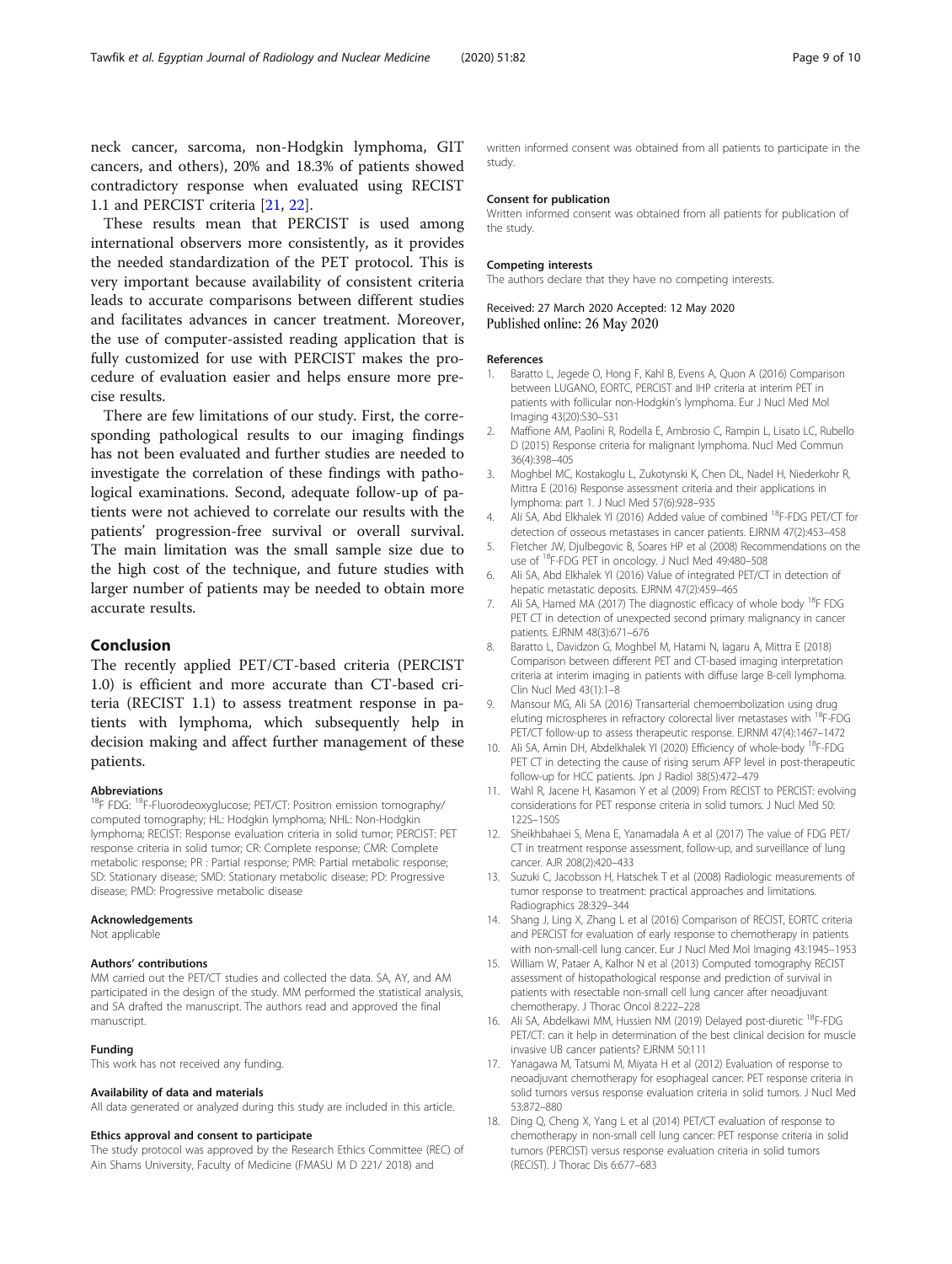neck cancer, sarcoma, non-Hodgkin lymphoma, GIT cancers, and others), 20% and 18.3% of patients showed contradictory response when evaluated using RECIST 1.1 and PERCIST criteria [21, 22].

These results mean that PERCIST is used among international observers more consistently, as it provides the needed standardization of the PET protocol. This is very important because availability of consistent criteria leads to accurate comparisons between different studies and facilitates advances in cancer treatment. Moreover, the use of computer-assisted reading application that is fully customized for use with PERCIST makes the procedure of evaluation easier and helps ensure more precise results.

There are few limitations of our study. First, the corresponding pathological results to our imaging findings has not been evaluated and further studies are needed to investigate the correlation of these findings with pathological examinations. Second, adequate follow-up of patients were not achieved to correlate our results with the patients' progression-free survival or overall survival. The main limitation was the small sample size due to the high cost of the technique, and future studies with larger number of patients may be needed to obtain more accurate results.

## Conclusion

The recently applied PET/CT-based criteria (PERCIST 1.0) is efficient and more accurate than CT-based criteria (RECIST 1.1) to assess treatment response in patients with lymphoma, which subsequently help in decision making and affect further management of these patients.

#### Abbreviations

$^{18}$F FDG: $^{18}$F-Fluorodeoxyglucose; PET/CT: Positron emission tomography/computed tomography; HL: Hodgkin lymphoma; NHL: Non-Hodgkin lymphoma; RECIST: Response evaluation criteria in solid tumor; PERCIST: PET response criteria in solid tumor; CR: Complete response; CMR: Complete metabolic response; PR : Partial response; PMR: Partial metabolic response; SD: Stationary disease; SMD: Stationary metabolic disease; PD: Progressive disease; PMD: Progressive metabolic disease

#### Acknowledgements

Not applicable

#### Authors' contributions

MM carried out the PET/CT studies and collected the data. SA, AY, and AM participated in the design of the study. MM performed the statistical analysis, and SA drafted the manuscript. The authors read and approved the final manuscript.

#### Funding

This work has not received any funding.

#### Availability of data and materials

All data generated or analyzed during this study are included in this article.

#### Ethics approval and consent to participate

The study protocol was approved by the Research Ethics Committee (REC) of Ain Shams University, Faculty of Medicine (FMASU M D 221/ 2018) and written informed consent was obtained from all patients to participate in the study.

#### Consent for publication

Written informed consent was obtained from all patients for publication of the study.

#### Competing interests

The authors declare that they have no competing interests.

Received: 27 March 2020 Accepted: 12 May 2020
Published online: 26 May 2020

#### References

1. Baratto L, Jegede O, Hong F, Kahl B, Evens A, Quon A (2016) Comparison between LUGANO, EORTC, PERCIST and IHP criteria at interim PET in patients with follicular non-Hodgkin's lymphoma. Eur J Nucl Med Mol Imaging 43(20):S30–S31
2. Maffione AM, Paolini R, Rodella E, Ambrosio C, Rampin L, Lisato LC, Rubello D (2015) Response criteria for malignant lymphoma. Nucl Med Commun 36(4):398–405
3. Moghbel MC, Kostakoglu L, Zukotynski K, Chen DL, Nadel H, Niederkohr R, Mittra E (2016) Response assessment criteria and their applications in lymphoma: part 1. J Nucl Med 57(6):928–935
4. Ali SA, Abd Elkhalek YI (2016) Added value of combined $^{18}$F-FDG PET/CT for detection of osseous metastases in cancer patients. EJRNM 47(2):453–458
5. Fletcher JW, Djulbegovic B, Soares HP et al (2008) Recommendations on the use of $^{18}$F-FDG PET in oncology. J Nucl Med 49:480–508
6. Ali SA, Abd Elkhalek YI (2016) Value of integrated PET/CT in detection of hepatic metastatic deposits. EJRNM 47(2):459–465
7. Ali SA, Hamed MA (2017) The diagnostic efficacy of whole body $^{18}$F FDG PET CT in detection of unexpected second primary malignancy in cancer patients. EJRNM 48(3):671–676
8. Baratto L, Davidzon G, Moghbel M, Hatami N, Iagaru A, Mittra E (2018) Comparison between different PET and CT-based imaging interpretation criteria at interim imaging in patients with diffuse large B-cell lymphoma. Clin Nucl Med 43(1):1–8
9. Mansour MG, Ali SA (2016) Transarterial chemoembolization using drug eluting microspheres in refractory colorectal liver metastases with $^{18}$F-FDG PET/CT follow-up to assess therapeutic response. EJRNM 47(4):1467–1472
10. Ali SA, Amin DH, Abdelkhalek YI (2020) Efficiency of whole-body $^{18}$F-FDG PET CT in detecting the cause of rising serum AFP level in post-therapeutic follow-up for HCC patients. Jpn J Radiol 38(5):472–479
11. Wahl R, Jacene H, Kasamon Y et al (2009) From RECIST to PERCIST: evolving considerations for PET response criteria in solid tumors. J Nucl Med 50: 122S–150S
12. Sheikhbahaei S, Mena E, Yanamadala A et al (2017) The value of FDG PET/CT in treatment response assessment, follow-up, and surveillance of lung cancer. AJR 208(2):420–433
13. Suzuki C, Jacobsson H, Hatschek T et al (2008) Radiologic measurements of tumor response to treatment: practical approaches and limitations. Radiographics 28:329–344
14. Shang J, Ling X, Zhang L et al (2016) Comparison of RECIST, EORTC criteria and PERCIST for evaluation of early response to chemotherapy in patients with non-small-cell lung cancer. Eur J Nucl Med Mol Imaging 43:1945–1953
15. William W, Pataer A, Kalhor N et al (2013) Computed tomography RECIST assessment of histopathological response and prediction of survival in patients with resectable non-small cell lung cancer after neoadjuvant chemotherapy. J Thorac Oncol 8:222–228
16. Ali SA, Abdelkawi MM, Hussien NM (2019) Delayed post-diuretic $^{18}$F-FDG PET/CT: can it help in determination of the best clinical decision for muscle invasive UB cancer patients? EJRNM 50:111
17. Yanagawa M, Tatsumi M, Miyata H et al (2012) Evaluation of response to neoadjuvant chemotherapy for esophageal cancer: PET response criteria in solid tumors versus response evaluation criteria in solid tumors. J Nucl Med 53:872–880
18. Ding Q, Cheng X, Yang L et al (2014) PET/CT evaluation of response to chemotherapy in non-small cell lung cancer: PET response criteria in solid tumors (PERCIST) versus response evaluation criteria in solid tumors (RECIST). J Thorac Dis 6:677–683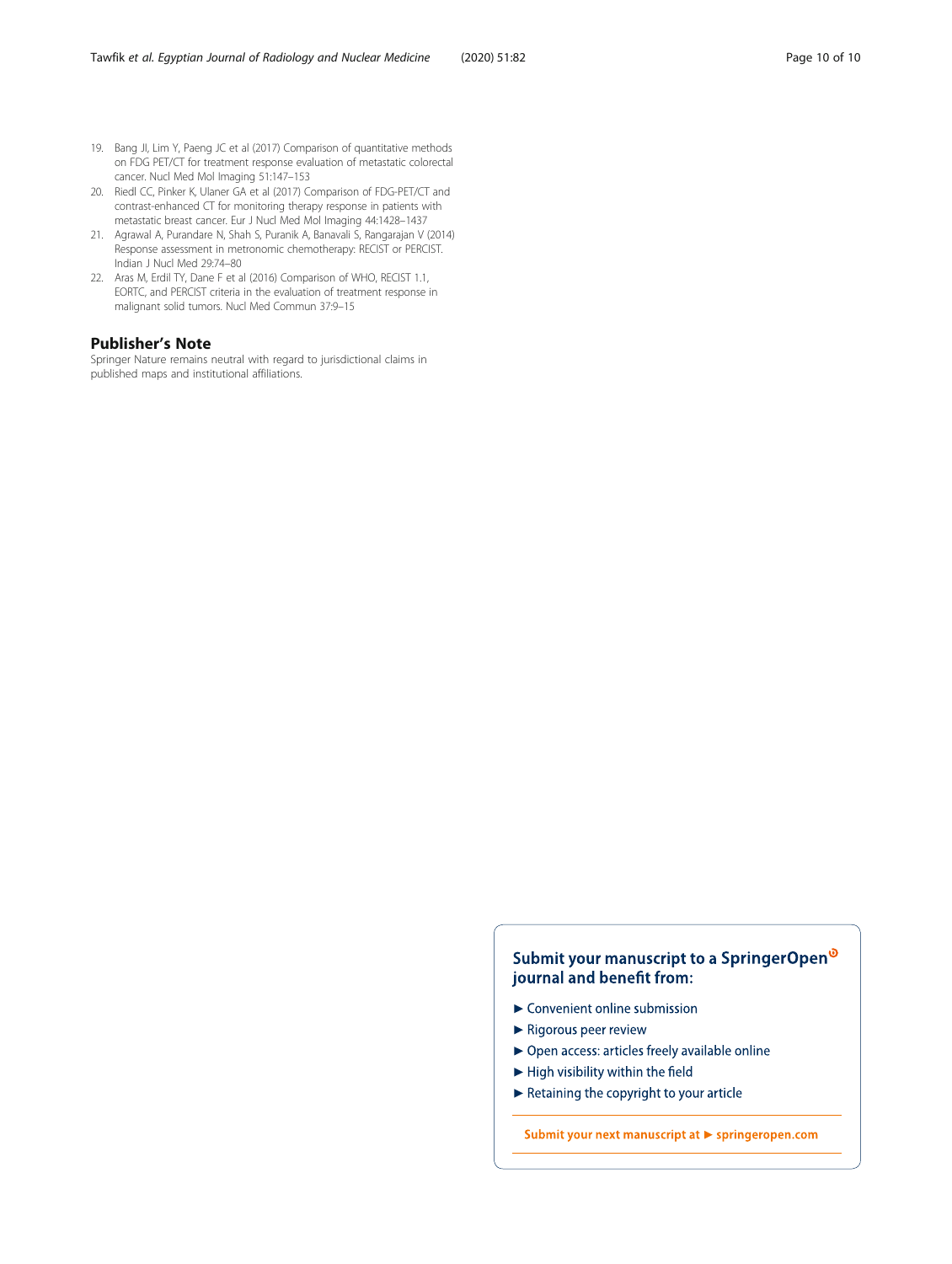19. Bang JI, Lim Y, Paeng JC et al (2017) Comparison of quantitative methods on FDG PET/CT for treatment response evaluation of metastatic colorectal cancer. Nucl Med Mol Imaging 51:147–153
20. Riedl CC, Pinker K, Ulaner GA et al (2017) Comparison of FDG-PET/CT and contrast-enhanced CT for monitoring therapy response in patients with metastatic breast cancer. Eur J Nucl Med Mol Imaging 44:1428–1437
21. Agrawal A, Purandare N, Shah S, Puranik A, Banavali S, Rangarajan V (2014) Response assessment in metronomic chemotherapy: RECIST or PERCIST. Indian J Nucl Med 29:74–80
22. Aras M, Erdil TY, Dane F et al (2016) Comparison of WHO, RECIST 1.1, EORTC, and PERCIST criteria in the evaluation of treatment response in malignant solid tumors. Nucl Med Commun 37:9–15

## Publisher's Note

Springer Nature remains neutral with regard to jurisdictional claims in published maps and institutional affiliations.

**Submit your manuscript to a SpringerOpen journal and benefit from:**

- ► Convenient online submission
- ► Rigorous peer review
- ► Open access: articles freely available online
- ► High visibility within the field
- ► Retaining the copyright to your article

**Submit your next manuscript at ► springeropen.com**